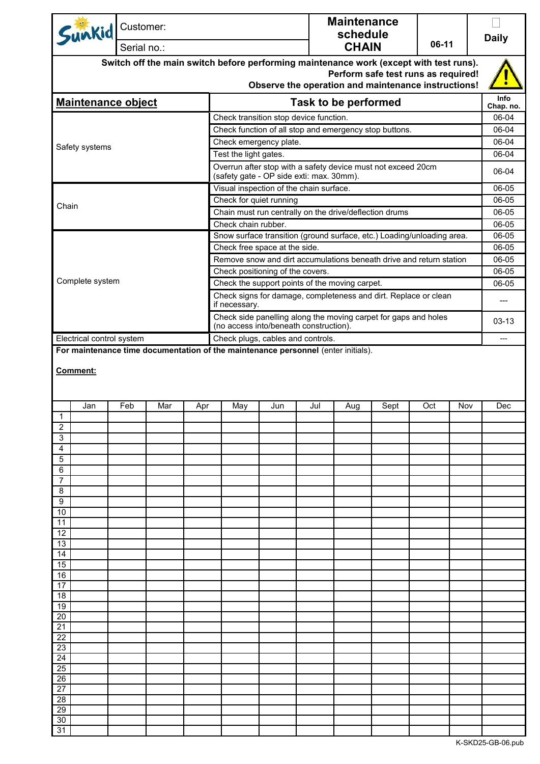| Sunkid | Customer: | Maintenance schedule CHAIN | 06-11 | ☐ Daily |
|---|---|---|---|---|
| | Serial no.: | | | |

**Switch off the main switch before performing maintenance work (except with test runs).**
**Perform safe test runs as required!**
**Observe the operation and maintenance instructions!**

| Maintenance object | Task to be performed | Info Chap. no. |
|---|---|---|
| Safety systems | Check transition stop device function. | 06-04 |
| | Check function of all stop and emergency stop buttons. | 06-04 |
| | Check emergency plate. | 06-04 |
| | Test the light gates. | 06-04 |
| | Overrun after stop with a safety device must not exceed 20cm (safety gate - OP side exti: max. 30mm). | 06-04 |
| Chain | Visual inspection of the chain surface. | 06-05 |
| | Check for quiet running | 06-05 |
| | Chain must run centrally on the drive/deflection drums | 06-05 |
| | Check chain rubber. | 06-05 |
| Complete system | Snow surface transition (ground surface, etc.) Loading/unloading area. | 06-05 |
| | Check free space at the side. | 06-05 |
| | Remove snow and dirt accumulations beneath drive and return station | 06-05 |
| | Check positioning of the covers. | 06-05 |
| | Check the support points of the moving carpet. | 06-05 |
| | Check signs for damage, completeness and dirt. Replace or clean if necessary. | --- |
| | Check side panelling along the moving carpet for gaps and holes (no access into/beneath construction). | 03-13 |
| Electrical control system | Check plugs, cables and controls. | --- |

**For maintenance time documentation of the maintenance personnel** (enter initials).

**Comment:**

| | Jan | Feb | Mar | Apr | May | Jun | Jul | Aug | Sept | Oct | Nov | Dec |
|---|---|---|---|---|---|---|---|---|---|---|---|---|
| 1 | | | | | | | | | | | | |
| 2 | | | | | | | | | | | | |
| 3 | | | | | | | | | | | | |
| 4 | | | | | | | | | | | | |
| 5 | | | | | | | | | | | | |
| 6 | | | | | | | | | | | | |
| 7 | | | | | | | | | | | | |
| 8 | | | | | | | | | | | | |
| 9 | | | | | | | | | | | | |
| 10 | | | | | | | | | | | | |
| 11 | | | | | | | | | | | | |
| 12 | | | | | | | | | | | | |
| 13 | | | | | | | | | | | | |
| 14 | | | | | | | | | | | | |
| 15 | | | | | | | | | | | | |
| 16 | | | | | | | | | | | | |
| 17 | | | | | | | | | | | | |
| 18 | | | | | | | | | | | | |
| 19 | | | | | | | | | | | | |
| 20 | | | | | | | | | | | | |
| 21 | | | | | | | | | | | | |
| 22 | | | | | | | | | | | | |
| 23 | | | | | | | | | | | | |
| 24 | | | | | | | | | | | | |
| 25 | | | | | | | | | | | | |
| 26 | | | | | | | | | | | | |
| 27 | | | | | | | | | | | | |
| 28 | | | | | | | | | | | | |
| 29 | | | | | | | | | | | | |
| 30 | | | | | | | | | | | | |
| 31 | | | | | | | | | | | | |

K-SKD25-GB-06.pub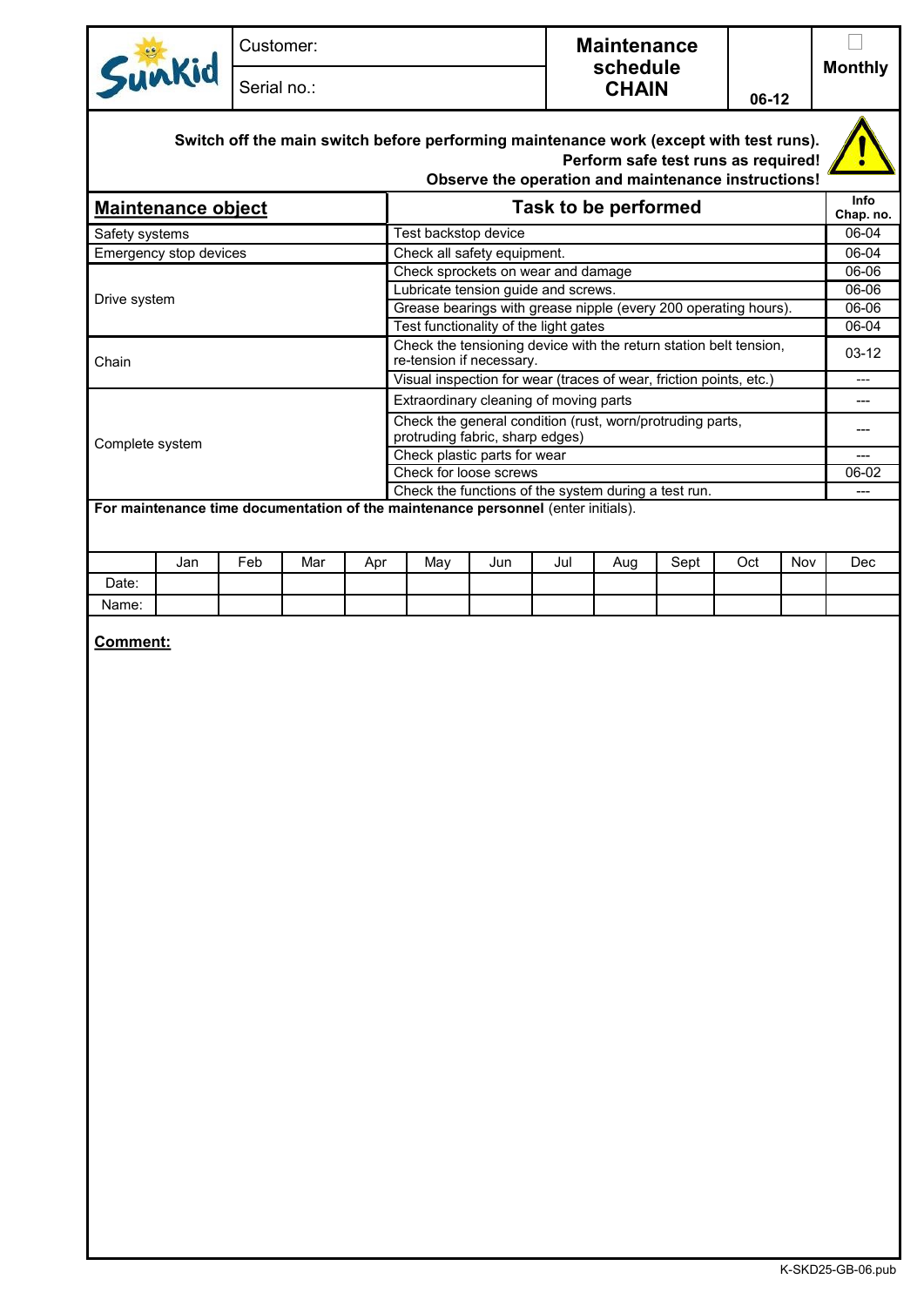| Sunkid | Customer: | Maintenance schedule CHAIN | 06-12 | ☐ Monthly |
|---|---|---|---|---|
| | Serial no.: | | | |

**Switch off the main switch before performing maintenance work (except with test runs).**
**Perform safe test runs as required!**
**Observe the operation and maintenance instructions!**

| Maintenance object | Task to be performed | Info Chap. no. |
|---|---|---|
| Safety systems | Test backstop device | 06-04 |
| Emergency stop devices | Check all safety equipment. | 06-04 |
| Drive system | Check sprockets on wear and damage | 06-06 |
| | Lubricate tension guide and screws. | 06-06 |
| | Grease bearings with grease nipple (every 200 operating hours). | 06-06 |
| | Test functionality of the light gates | 06-04 |
| Chain | Check the tensioning device with the return station belt tension, re-tension if necessary. | 03-12 |
| | Visual inspection for wear (traces of wear, friction points, etc.) | --- |
| Complete system | Extraordinary cleaning of moving parts | --- |
| | Check the general condition (rust, worn/protruding parts, protruding fabric, sharp edges) | --- |
| | Check plastic parts for wear | --- |
| | Check for loose screws | 06-02 |
| | Check the functions of the system during a test run. | --- |

**For maintenance time documentation of the maintenance personnel** (enter initials).

| | Jan | Feb | Mar | Apr | May | Jun | Jul | Aug | Sept | Oct | Nov | Dec |
|---|---|---|---|---|---|---|---|---|---|---|---|---|
| Date: | | | | | | | | | | | | |
| Name: | | | | | | | | | | | | |

**Comment:**

K-SKD25-GB-06.pub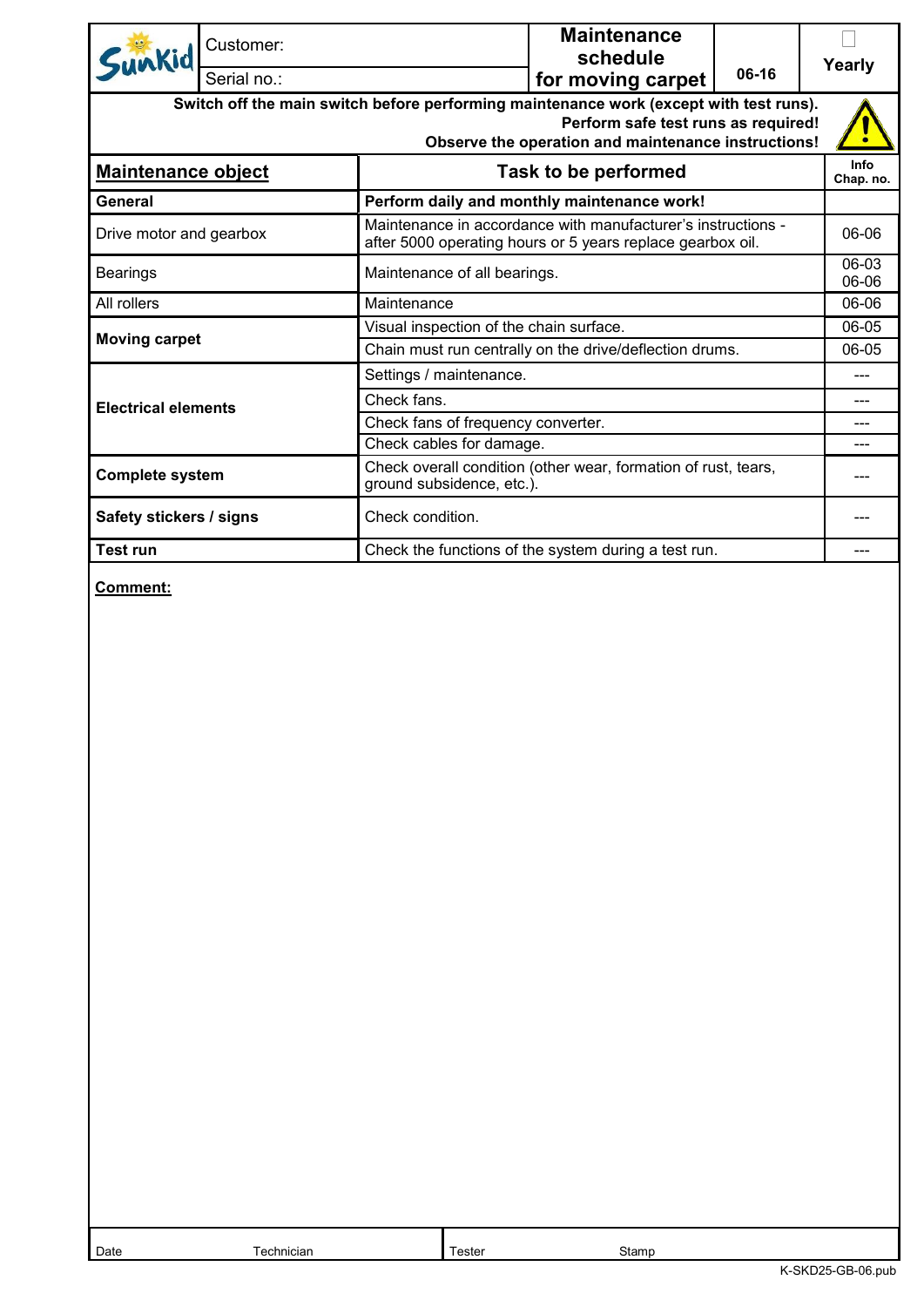| Sunkid | Customer: | Maintenance schedule for moving carpet | 06-16 | ☐ Yearly |
|---|---|---|---|---|
| | Serial no.: | | | |

**Switch off the main switch before performing maintenance work (except with test runs).**
**Perform safe test runs as required!**
**Observe the operation and maintenance instructions!**

| Maintenance object | Task to be performed | Info Chap. no. |
|---|---|---|
| **General** | **Perform daily and monthly maintenance work!** | |
| Drive motor and gearbox | Maintenance in accordance with manufacturer's instructions - after 5000 operating hours or 5 years replace gearbox oil. | 06-06 |
| Bearings | Maintenance of all bearings. | 06-03 06-06 |
| All rollers | Maintenance | 06-06 |
| **Moving carpet** | Visual inspection of the chain surface. | 06-05 |
| | Chain must run centrally on the drive/deflection drums. | 06-05 |
| **Electrical elements** | Settings / maintenance. | --- |
| | Check fans. | --- |
| | Check fans of frequency converter. | --- |
| | Check cables for damage. | --- |
| **Complete system** | Check overall condition (other wear, formation of rust, tears, ground subsidence, etc.). | --- |
| **Safety stickers / signs** | Check condition. | --- |
| **Test run** | Check the functions of the system during a test run. | --- |

**Comment:**

| Date | Technician | Tester | Stamp |
|---|---|---|---|
| | | | |

K-SKD25-GB-06.pub